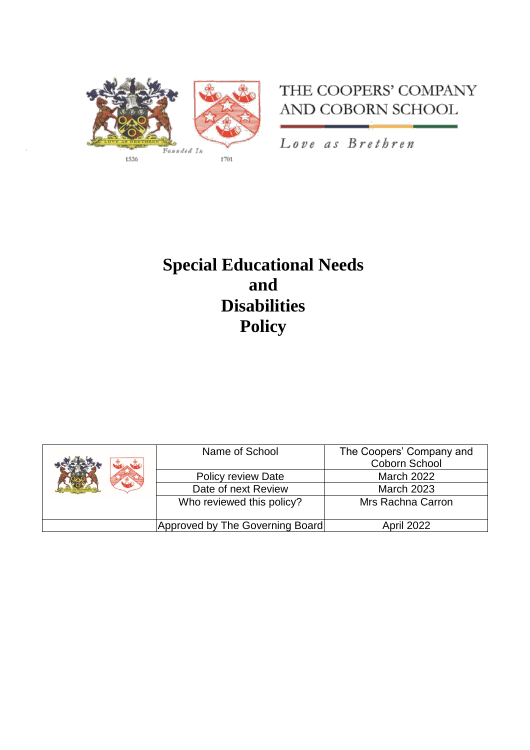THE COOPERS' COMPANY AND COBORN SCHOOL

*Love as Brethren*

Founded In

1536 1701

# Special Educational Needs and Disabilities Policy

| | Name of School | The Coopers' Company and Coborn School |
|---|---|---|
| | Policy review Date | March 2022 |
| | Date of next Review | March 2023 |
| | Who reviewed this policy? | Mrs Rachna Carron |
| | Approved by The Governing Board | April 2022 |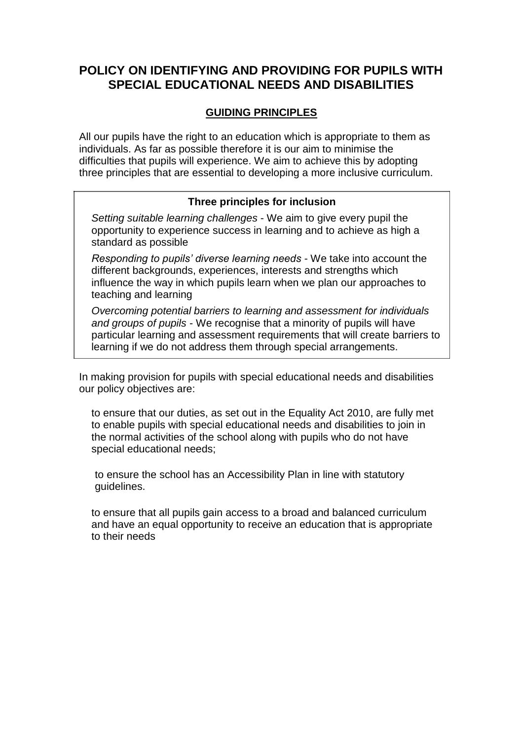# POLICY ON IDENTIFYING AND PROVIDING FOR PUPILS WITH SPECIAL EDUCATIONAL NEEDS AND DISABILITIES

## GUIDING PRINCIPLES

All our pupils have the right to an education which is appropriate to them as individuals. As far as possible therefore it is our aim to minimise the difficulties that pupils will experience. We aim to achieve this by adopting three principles that are essential to developing a more inclusive curriculum.

**Three principles for inclusion**

*Setting suitable learning challenges* - We aim to give every pupil the opportunity to experience success in learning and to achieve as high a standard as possible

*Responding to pupils' diverse learning needs* - We take into account the different backgrounds, experiences, interests and strengths which influence the way in which pupils learn when we plan our approaches to teaching and learning

*Overcoming potential barriers to learning and assessment for individuals and groups of pupils* - We recognise that a minority of pupils will have particular learning and assessment requirements that will create barriers to learning if we do not address them through special arrangements.

In making provision for pupils with special educational needs and disabilities our policy objectives are:

- to ensure that our duties, as set out in the Equality Act 2010, are fully met to enable pupils with special educational needs and disabilities to join in the normal activities of the school along with pupils who do not have special educational needs;

- to ensure the school has an Accessibility Plan in line with statutory guidelines.

- to ensure that all pupils gain access to a broad and balanced curriculum and have an equal opportunity to receive an education that is appropriate to their needs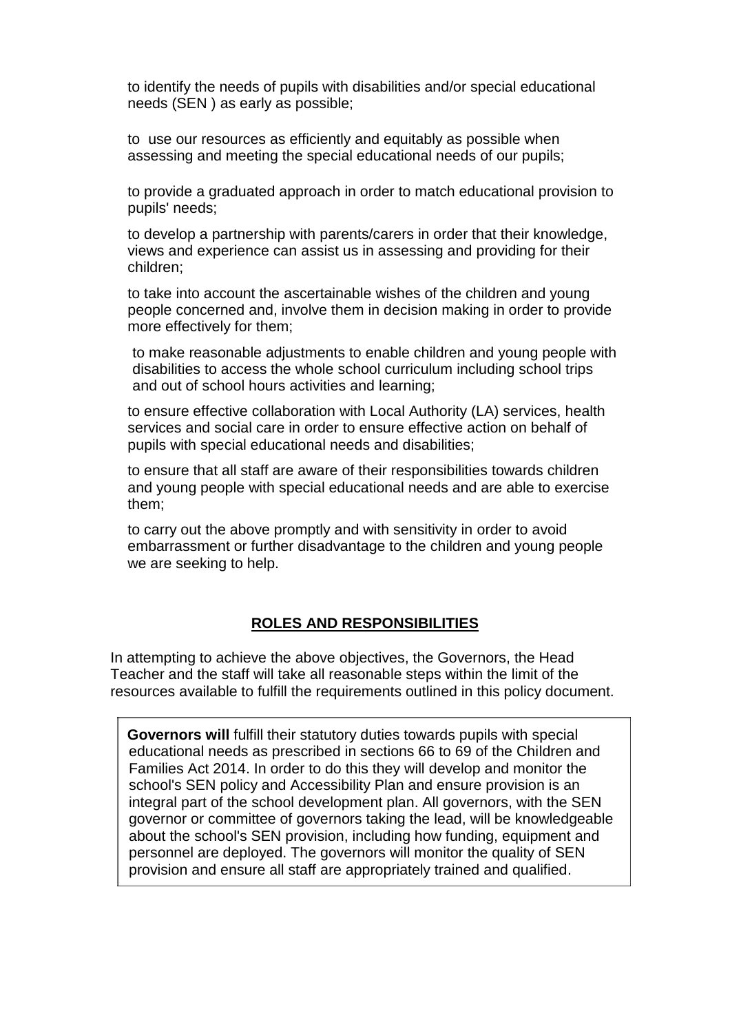to identify the needs of pupils with disabilities and/or special educational needs (SEN ) as early as possible;

to use our resources as efficiently and equitably as possible when assessing and meeting the special educational needs of our pupils;

to provide a graduated approach in order to match educational provision to pupils' needs;

to develop a partnership with parents/carers in order that their knowledge, views and experience can assist us in assessing and providing for their children;

to take into account the ascertainable wishes of the children and young people concerned and, involve them in decision making in order to provide more effectively for them;

to make reasonable adjustments to enable children and young people with disabilities to access the whole school curriculum including school trips and out of school hours activities and learning;

to ensure effective collaboration with Local Authority (LA) services, health services and social care in order to ensure effective action on behalf of pupils with special educational needs and disabilities;

to ensure that all staff are aware of their responsibilities towards children and young people with special educational needs and are able to exercise them;

to carry out the above promptly and with sensitivity in order to avoid embarrassment or further disadvantage to the children and young people we are seeking to help.

## ROLES AND RESPONSIBILITIES

In attempting to achieve the above objectives, the Governors, the Head Teacher and the staff will take all reasonable steps within the limit of the resources available to fulfill the requirements outlined in this policy document.

**Governors will** fulfill their statutory duties towards pupils with special educational needs as prescribed in sections 66 to 69 of the Children and Families Act 2014. In order to do this they will develop and monitor the school's SEN policy and Accessibility Plan and ensure provision is an integral part of the school development plan. All governors, with the SEN governor or committee of governors taking the lead, will be knowledgeable about the school's SEN provision, including how funding, equipment and personnel are deployed. The governors will monitor the quality of SEN provision and ensure all staff are appropriately trained and qualified.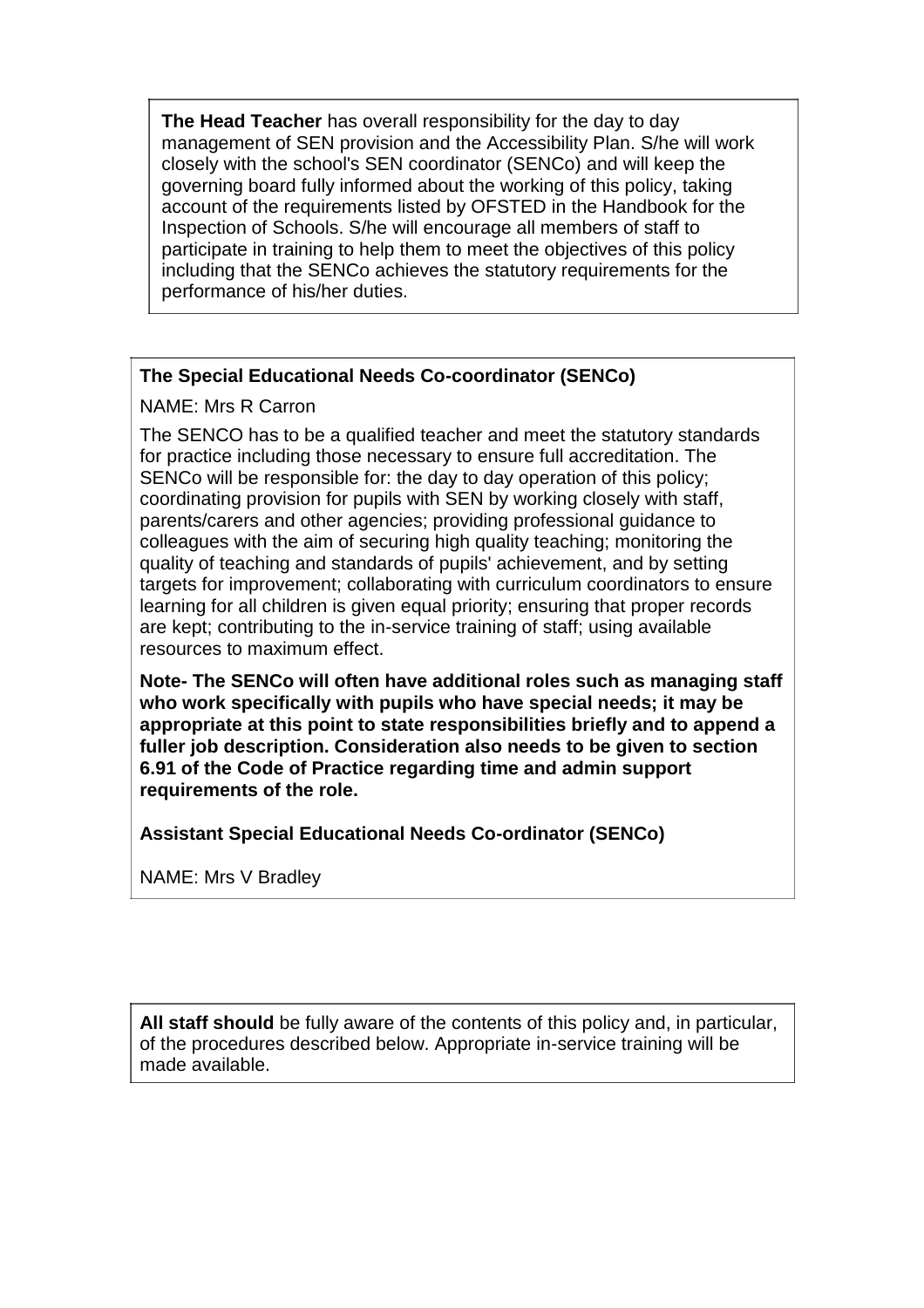**The Head Teacher** has overall responsibility for the day to day management of SEN provision and the Accessibility Plan. S/he will work closely with the school's SEN coordinator (SENCo) and will keep the governing board fully informed about the working of this policy, taking account of the requirements listed by OFSTED in the Handbook for the Inspection of Schools. S/he will encourage all members of staff to participate in training to help them to meet the objectives of this policy including that the SENCo achieves the statutory requirements for the performance of his/her duties.

**The Special Educational Needs Co-coordinator (SENCo)**

NAME: Mrs R Carron

The SENCO has to be a qualified teacher and meet the statutory standards for practice including those necessary to ensure full accreditation. The SENCo will be responsible for: the day to day operation of this policy; coordinating provision for pupils with SEN by working closely with staff, parents/carers and other agencies; providing professional guidance to colleagues with the aim of securing high quality teaching; monitoring the quality of teaching and standards of pupils' achievement, and by setting targets for improvement; collaborating with curriculum coordinators to ensure learning for all children is given equal priority; ensuring that proper records are kept; contributing to the in-service training of staff; using available resources to maximum effect.

**Note- The SENCo will often have additional roles such as managing staff who work specifically with pupils who have special needs; it may be appropriate at this point to state responsibilities briefly and to append a fuller job description. Consideration also needs to be given to section 6.91 of the Code of Practice regarding time and admin support requirements of the role.**

**Assistant Special Educational Needs Co-ordinator (SENCo)**

NAME: Mrs V Bradley

**All staff should** be fully aware of the contents of this policy and, in particular, of the procedures described below. Appropriate in-service training will be made available.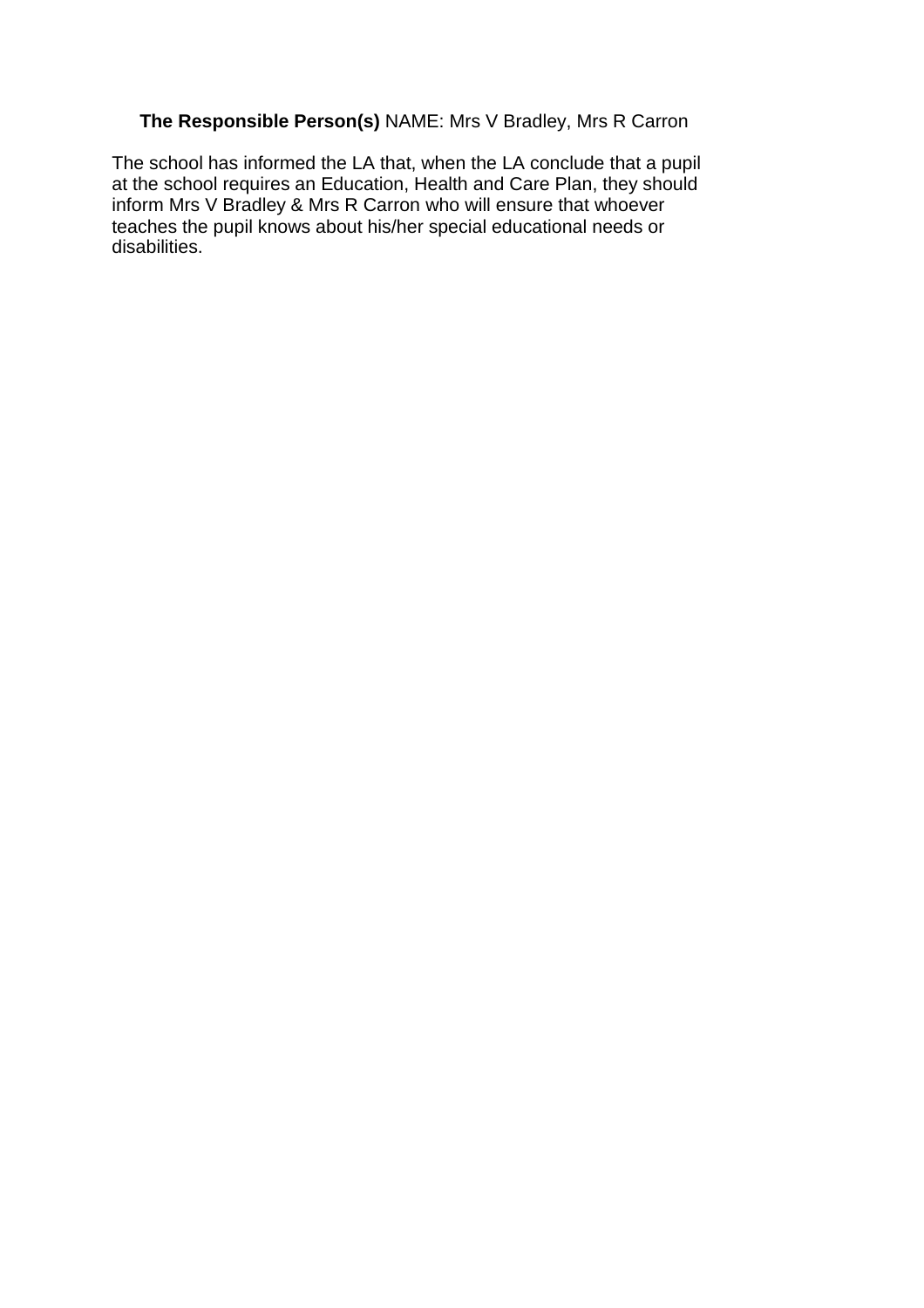**The Responsible Person(s)** NAME: Mrs V Bradley, Mrs R Carron

The school has informed the LA that, when the LA conclude that a pupil at the school requires an Education, Health and Care Plan, they should inform Mrs V Bradley & Mrs R Carron who will ensure that whoever teaches the pupil knows about his/her special educational needs or disabilities.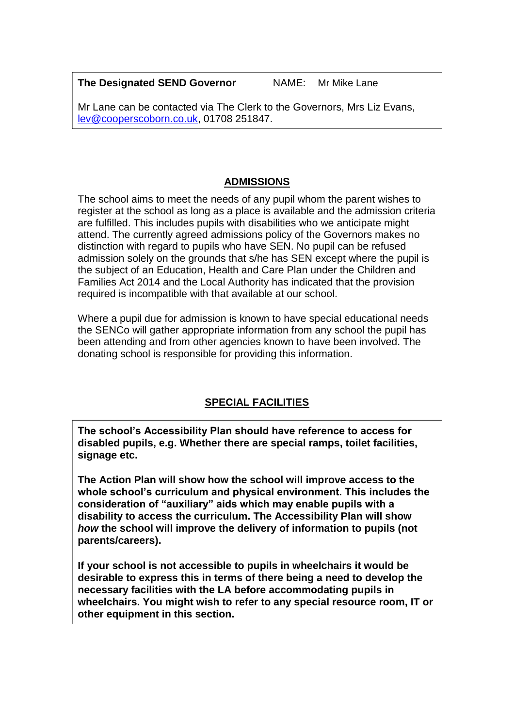**The Designated SEND Governor** NAME: Mr Mike Lane

Mr Lane can be contacted via The Clerk to the Governors, Mrs Liz Evans, lev@cooperscoborn.co.uk, 01708 251847.

## ADMISSIONS

The school aims to meet the needs of any pupil whom the parent wishes to register at the school as long as a place is available and the admission criteria are fulfilled. This includes pupils with disabilities who we anticipate might attend. The currently agreed admissions policy of the Governors makes no distinction with regard to pupils who have SEN. No pupil can be refused admission solely on the grounds that s/he has SEN except where the pupil is the subject of an Education, Health and Care Plan under the Children and Families Act 2014 and the Local Authority has indicated that the provision required is incompatible with that available at our school.

Where a pupil due for admission is known to have special educational needs the SENCo will gather appropriate information from any school the pupil has been attending and from other agencies known to have been involved. The donating school is responsible for providing this information.

## SPECIAL FACILITIES

**The school's Accessibility Plan should have reference to access for disabled pupils, e.g. Whether there are special ramps, toilet facilities, signage etc.**

**The Action Plan will show how the school will improve access to the whole school's curriculum and physical environment. This includes the consideration of "auxiliary" aids which may enable pupils with a disability to access the curriculum. The Accessibility Plan will show *how* the school will improve the delivery of information to pupils (not parents/careers).**

**If your school is not accessible to pupils in wheelchairs it would be desirable to express this in terms of there being a need to develop the necessary facilities with the LA before accommodating pupils in wheelchairs. You might wish to refer to any special resource room, IT or other equipment in this section.**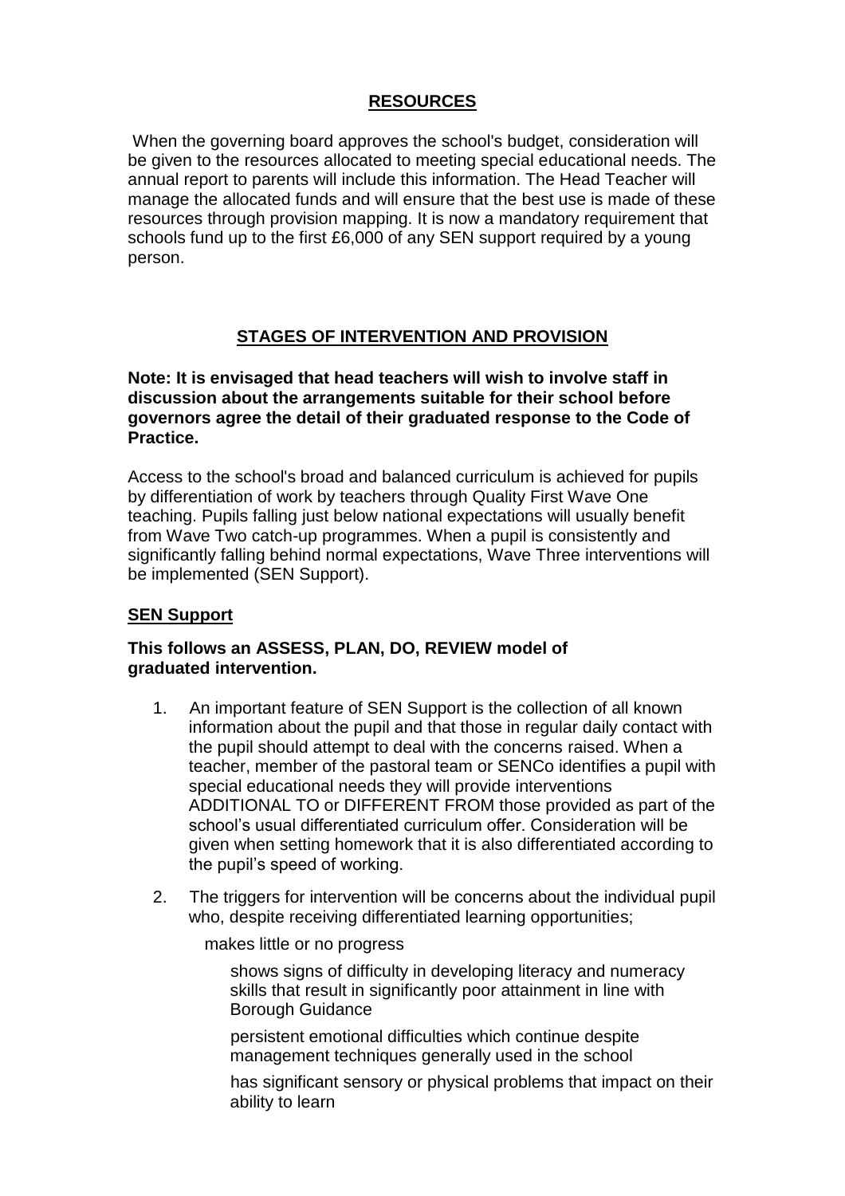## RESOURCES

When the governing board approves the school's budget, consideration will be given to the resources allocated to meeting special educational needs. The annual report to parents will include this information. The Head Teacher will manage the allocated funds and will ensure that the best use is made of these resources through provision mapping. It is now a mandatory requirement that schools fund up to the first £6,000 of any SEN support required by a young person.

## STAGES OF INTERVENTION AND PROVISION

**Note: It is envisaged that head teachers will wish to involve staff in discussion about the arrangements suitable for their school before governors agree the detail of their graduated response to the Code of Practice.**

Access to the school's broad and balanced curriculum is achieved for pupils by differentiation of work by teachers through Quality First Wave One teaching. Pupils falling just below national expectations will usually benefit from Wave Two catch-up programmes. When a pupil is consistently and significantly falling behind normal expectations, Wave Three interventions will be implemented (SEN Support).

### SEN Support

**This follows an ASSESS, PLAN, DO, REVIEW model of graduated intervention.**

1. An important feature of SEN Support is the collection of all known information about the pupil and that those in regular daily contact with the pupil should attempt to deal with the concerns raised. When a teacher, member of the pastoral team or SENCo identifies a pupil with special educational needs they will provide interventions ADDITIONAL TO or DIFFERENT FROM those provided as part of the school's usual differentiated curriculum offer. Consideration will be given when setting homework that it is also differentiated according to the pupil's speed of working.
2. The triggers for intervention will be concerns about the individual pupil who, despite receiving differentiated learning opportunities;
   - makes little or no progress
   - shows signs of difficulty in developing literacy and numeracy skills that result in significantly poor attainment in line with Borough Guidance
   - persistent emotional difficulties which continue despite management techniques generally used in the school
   - has significant sensory or physical problems that impact on their ability to learn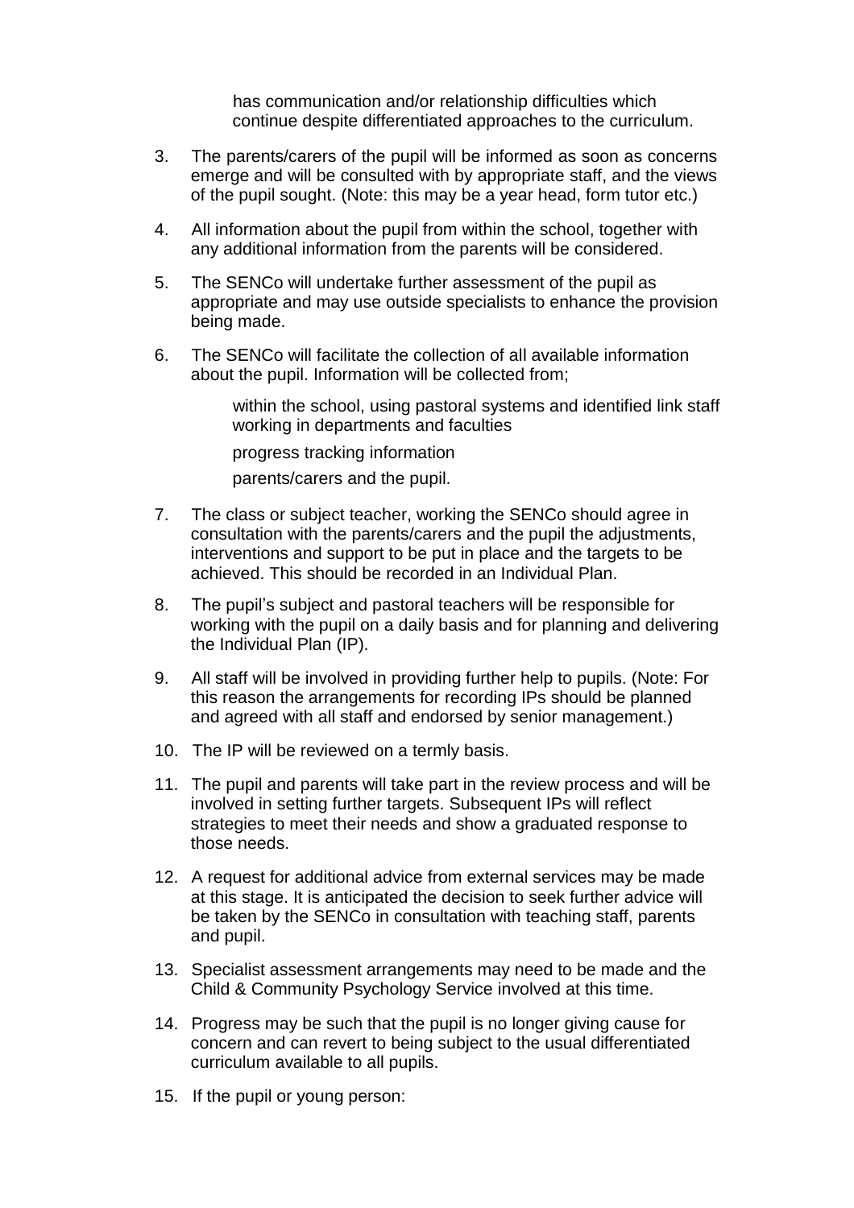has communication and/or relationship difficulties which continue despite differentiated approaches to the curriculum.

3. The parents/carers of the pupil will be informed as soon as concerns emerge and will be consulted with by appropriate staff, and the views of the pupil sought. (Note: this may be a year head, form tutor etc.)

4. All information about the pupil from within the school, together with any additional information from the parents will be considered.

5. The SENCo will undertake further assessment of the pupil as appropriate and may use outside specialists to enhance the provision being made.

6. The SENCo will facilitate the collection of all available information about the pupil. Information will be collected from;

   within the school, using pastoral systems and identified link staff working in departments and faculties

   progress tracking information

   parents/carers and the pupil.

7. The class or subject teacher, working the SENCo should agree in consultation with the parents/carers and the pupil the adjustments, interventions and support to be put in place and the targets to be achieved. This should be recorded in an Individual Plan.

8. The pupil's subject and pastoral teachers will be responsible for working with the pupil on a daily basis and for planning and delivering the Individual Plan (IP).

9. All staff will be involved in providing further help to pupils. (Note: For this reason the arrangements for recording IPs should be planned and agreed with all staff and endorsed by senior management.)

10. The IP will be reviewed on a termly basis.

11. The pupil and parents will take part in the review process and will be involved in setting further targets. Subsequent IPs will reflect strategies to meet their needs and show a graduated response to those needs.

12. A request for additional advice from external services may be made at this stage. It is anticipated the decision to seek further advice will be taken by the SENCo in consultation with teaching staff, parents and pupil.

13. Specialist assessment arrangements may need to be made and the Child & Community Psychology Service involved at this time.

14. Progress may be such that the pupil is no longer giving cause for concern and can revert to being subject to the usual differentiated curriculum available to all pupils.

15. If the pupil or young person: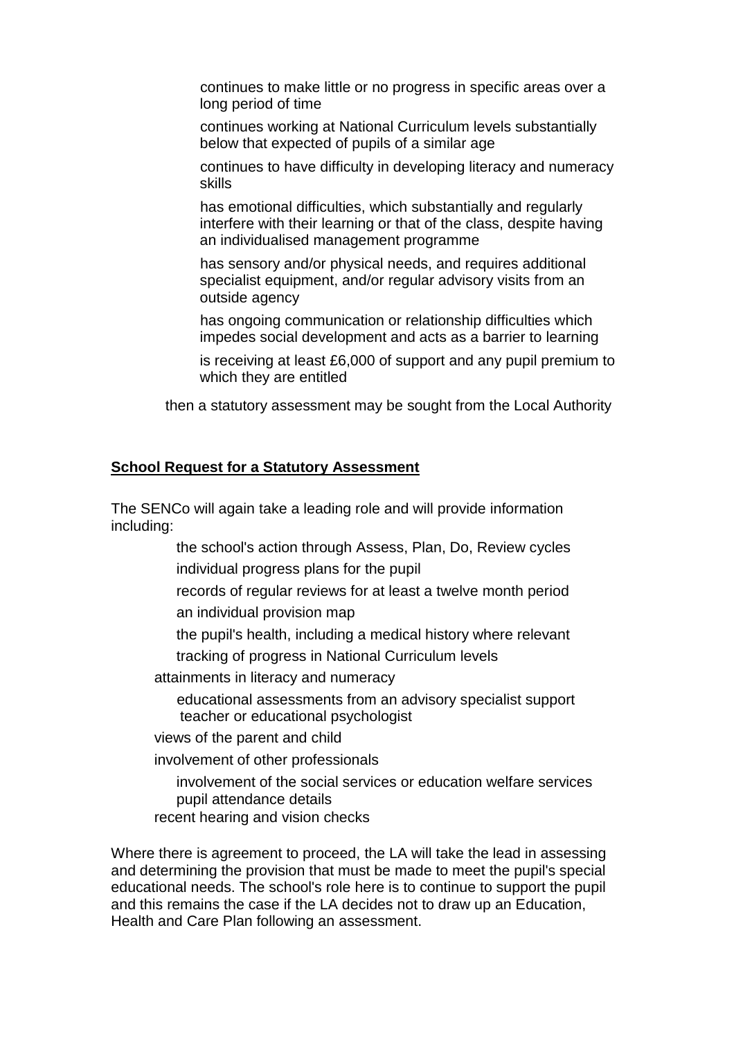- continues to make little or no progress in specific areas over a long period of time
- continues working at National Curriculum levels substantially below that expected of pupils of a similar age
- continues to have difficulty in developing literacy and numeracy skills
- has emotional difficulties, which substantially and regularly interfere with their learning or that of the class, despite having an individualised management programme
- has sensory and/or physical needs, and requires additional specialist equipment, and/or regular advisory visits from an outside agency
- has ongoing communication or relationship difficulties which impedes social development and acts as a barrier to learning
- is receiving at least £6,000 of support and any pupil premium to which they are entitled

then a statutory assessment may be sought from the Local Authority

**School Request for a Statutory Assessment**

The SENCo will again take a leading role and will provide information including:

- the school's action through Assess, Plan, Do, Review cycles
- individual progress plans for the pupil
- records of regular reviews for at least a twelve month period
- an individual provision map
- the pupil's health, including a medical history where relevant
- tracking of progress in National Curriculum levels
- attainments in literacy and numeracy
- educational assessments from an advisory specialist support teacher or educational psychologist
- views of the parent and child
- involvement of other professionals
- involvement of the social services or education welfare services
- pupil attendance details
- recent hearing and vision checks

Where there is agreement to proceed, the LA will take the lead in assessing and determining the provision that must be made to meet the pupil's special educational needs. The school's role here is to continue to support the pupil and this remains the case if the LA decides not to draw up an Education, Health and Care Plan following an assessment.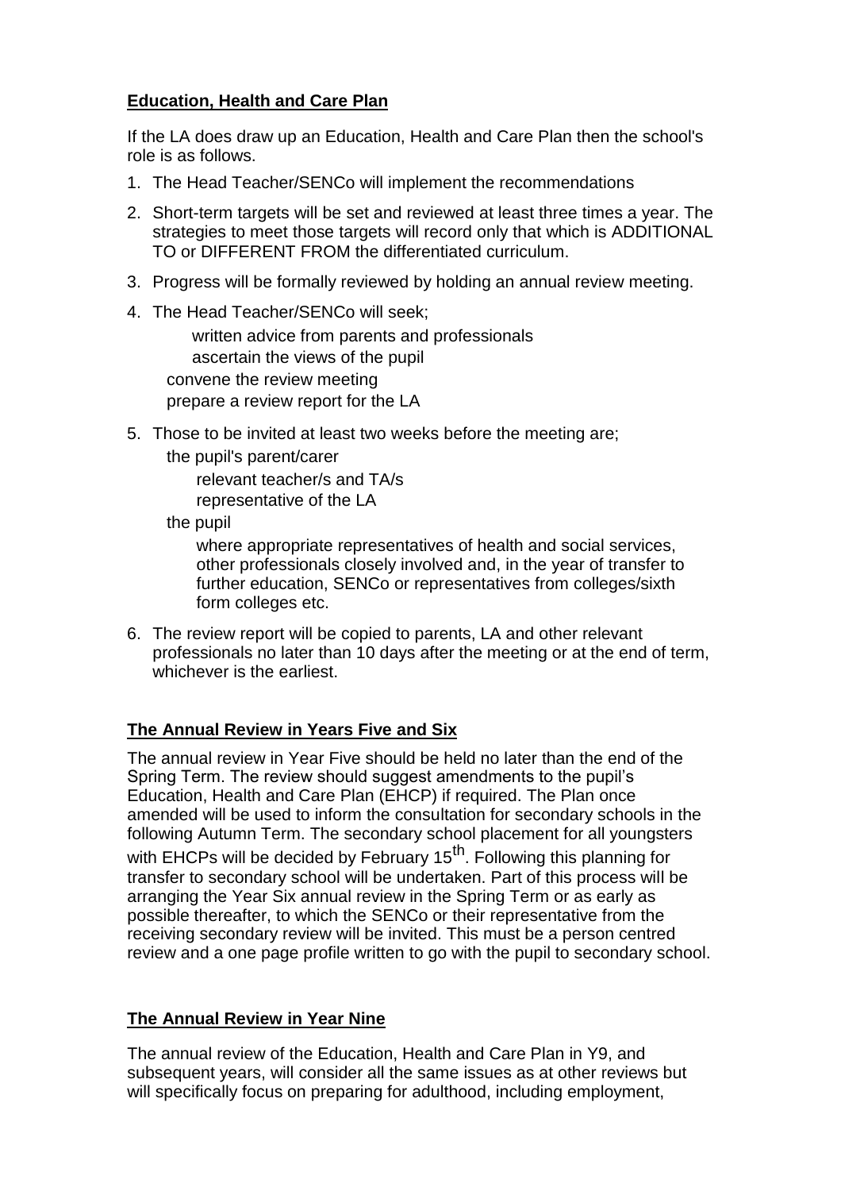## Education, Health and Care Plan

If the LA does draw up an Education, Health and Care Plan then the school's role is as follows.

1. The Head Teacher/SENCo will implement the recommendations
2. Short-term targets will be set and reviewed at least three times a year. The strategies to meet those targets will record only that which is ADDITIONAL TO or DIFFERENT FROM the differentiated curriculum.
3. Progress will be formally reviewed by holding an annual review meeting.
4. The Head Teacher/SENCo will seek;
   - written advice from parents and professionals
   - ascertain the views of the pupil
   - convene the review meeting
   - prepare a review report for the LA
5. Those to be invited at least two weeks before the meeting are;
   - the pupil's parent/carer
   - relevant teacher/s and TA/s
   - representative of the LA
   - the pupil
   - where appropriate representatives of health and social services, other professionals closely involved and, in the year of transfer to further education, SENCo or representatives from colleges/sixth form colleges etc.
6. The review report will be copied to parents, LA and other relevant professionals no later than 10 days after the meeting or at the end of term, whichever is the earliest.

## The Annual Review in Years Five and Six

The annual review in Year Five should be held no later than the end of the Spring Term. The review should suggest amendments to the pupil's Education, Health and Care Plan (EHCP) if required. The Plan once amended will be used to inform the consultation for secondary schools in the following Autumn Term. The secondary school placement for all youngsters with EHCPs will be decided by February 15th. Following this planning for transfer to secondary school will be undertaken. Part of this process will be arranging the Year Six annual review in the Spring Term or as early as possible thereafter, to which the SENCo or their representative from the receiving secondary review will be invited. This must be a person centred review and a one page profile written to go with the pupil to secondary school.

## The Annual Review in Year Nine

The annual review of the Education, Health and Care Plan in Y9, and subsequent years, will consider all the same issues as at other reviews but will specifically focus on preparing for adulthood, including employment,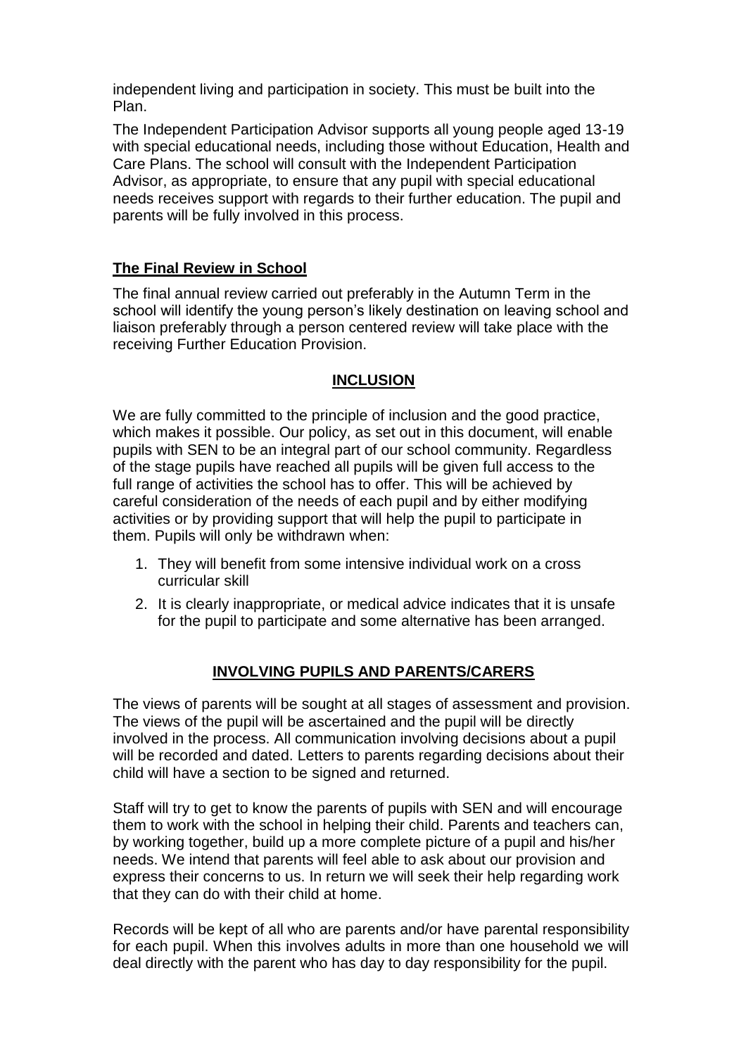independent living and participation in society. This must be built into the Plan.

The Independent Participation Advisor supports all young people aged 13-19 with special educational needs, including those without Education, Health and Care Plans. The school will consult with the Independent Participation Advisor, as appropriate, to ensure that any pupil with special educational needs receives support with regards to their further education. The pupil and parents will be fully involved in this process.

### The Final Review in School

The final annual review carried out preferably in the Autumn Term in the school will identify the young person's likely destination on leaving school and liaison preferably through a person centered review will take place with the receiving Further Education Provision.

## INCLUSION

We are fully committed to the principle of inclusion and the good practice, which makes it possible. Our policy, as set out in this document, will enable pupils with SEN to be an integral part of our school community. Regardless of the stage pupils have reached all pupils will be given full access to the full range of activities the school has to offer. This will be achieved by careful consideration of the needs of each pupil and by either modifying activities or by providing support that will help the pupil to participate in them. Pupils will only be withdrawn when:

1. They will benefit from some intensive individual work on a cross curricular skill
2. It is clearly inappropriate, or medical advice indicates that it is unsafe for the pupil to participate and some alternative has been arranged.

## INVOLVING PUPILS AND PARENTS/CARERS

The views of parents will be sought at all stages of assessment and provision. The views of the pupil will be ascertained and the pupil will be directly involved in the process. All communication involving decisions about a pupil will be recorded and dated. Letters to parents regarding decisions about their child will have a section to be signed and returned.

Staff will try to get to know the parents of pupils with SEN and will encourage them to work with the school in helping their child. Parents and teachers can, by working together, build up a more complete picture of a pupil and his/her needs. We intend that parents will feel able to ask about our provision and express their concerns to us. In return we will seek their help regarding work that they can do with their child at home.

Records will be kept of all who are parents and/or have parental responsibility for each pupil. When this involves adults in more than one household we will deal directly with the parent who has day to day responsibility for the pupil.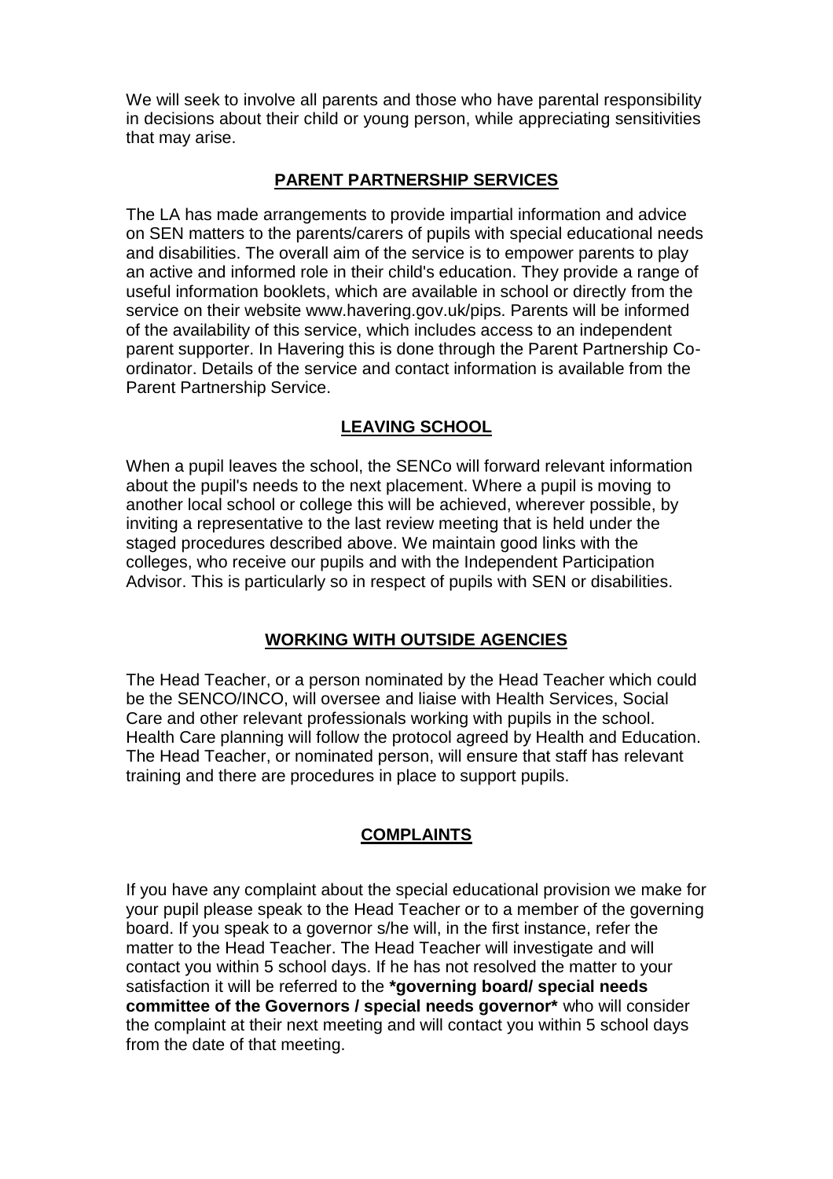We will seek to involve all parents and those who have parental responsibility in decisions about their child or young person, while appreciating sensitivities that may arise.

## PARENT PARTNERSHIP SERVICES

The LA has made arrangements to provide impartial information and advice on SEN matters to the parents/carers of pupils with special educational needs and disabilities. The overall aim of the service is to empower parents to play an active and informed role in their child's education. They provide a range of useful information booklets, which are available in school or directly from the service on their website www.havering.gov.uk/pips. Parents will be informed of the availability of this service, which includes access to an independent parent supporter. In Havering this is done through the Parent Partnership Co-ordinator. Details of the service and contact information is available from the Parent Partnership Service.

## LEAVING SCHOOL

When a pupil leaves the school, the SENCo will forward relevant information about the pupil's needs to the next placement. Where a pupil is moving to another local school or college this will be achieved, wherever possible, by inviting a representative to the last review meeting that is held under the staged procedures described above. We maintain good links with the colleges, who receive our pupils and with the Independent Participation Advisor. This is particularly so in respect of pupils with SEN or disabilities.

## WORKING WITH OUTSIDE AGENCIES

The Head Teacher, or a person nominated by the Head Teacher which could be the SENCO/INCO, will oversee and liaise with Health Services, Social Care and other relevant professionals working with pupils in the school. Health Care planning will follow the protocol agreed by Health and Education. The Head Teacher, or nominated person, will ensure that staff has relevant training and there are procedures in place to support pupils.

## COMPLAINTS

If you have any complaint about the special educational provision we make for your pupil please speak to the Head Teacher or to a member of the governing board. If you speak to a governor s/he will, in the first instance, refer the matter to the Head Teacher. The Head Teacher will investigate and will contact you within 5 school days. If he has not resolved the matter to your satisfaction it will be referred to the **\*governing board/ special needs committee of the Governors / special needs governor\*** who will consider the complaint at their next meeting and will contact you within 5 school days from the date of that meeting.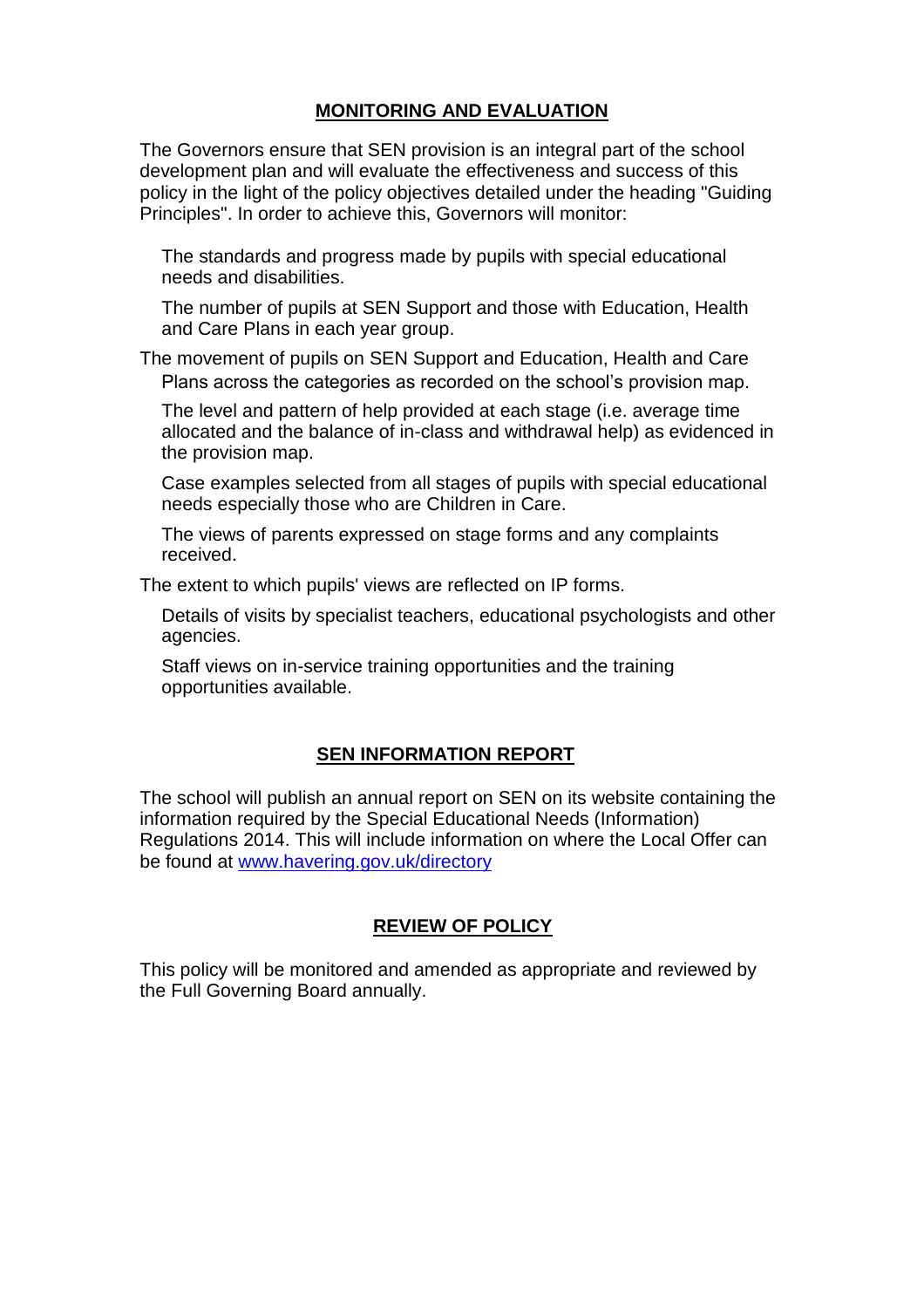## MONITORING AND EVALUATION

The Governors ensure that SEN provision is an integral part of the school development plan and will evaluate the effectiveness and success of this policy in the light of the policy objectives detailed under the heading "Guiding Principles". In order to achieve this, Governors will monitor:

- The standards and progress made by pupils with special educational needs and disabilities.
- The number of pupils at SEN Support and those with Education, Health and Care Plans in each year group.
- The movement of pupils on SEN Support and Education, Health and Care Plans across the categories as recorded on the school's provision map.
- The level and pattern of help provided at each stage (i.e. average time allocated and the balance of in-class and withdrawal help) as evidenced in the provision map.
- Case examples selected from all stages of pupils with special educational needs especially those who are Children in Care.
- The views of parents expressed on stage forms and any complaints received.
- The extent to which pupils' views are reflected on IP forms.
- Details of visits by specialist teachers, educational psychologists and other agencies.
- Staff views on in-service training opportunities and the training opportunities available.

## SEN INFORMATION REPORT

The school will publish an annual report on SEN on its website containing the information required by the Special Educational Needs (Information) Regulations 2014. This will include information on where the Local Offer can be found at [www.havering.gov.uk/directory](http://www.havering.gov.uk/directory)

## REVIEW OF POLICY

This policy will be monitored and amended as appropriate and reviewed by the Full Governing Board annually.